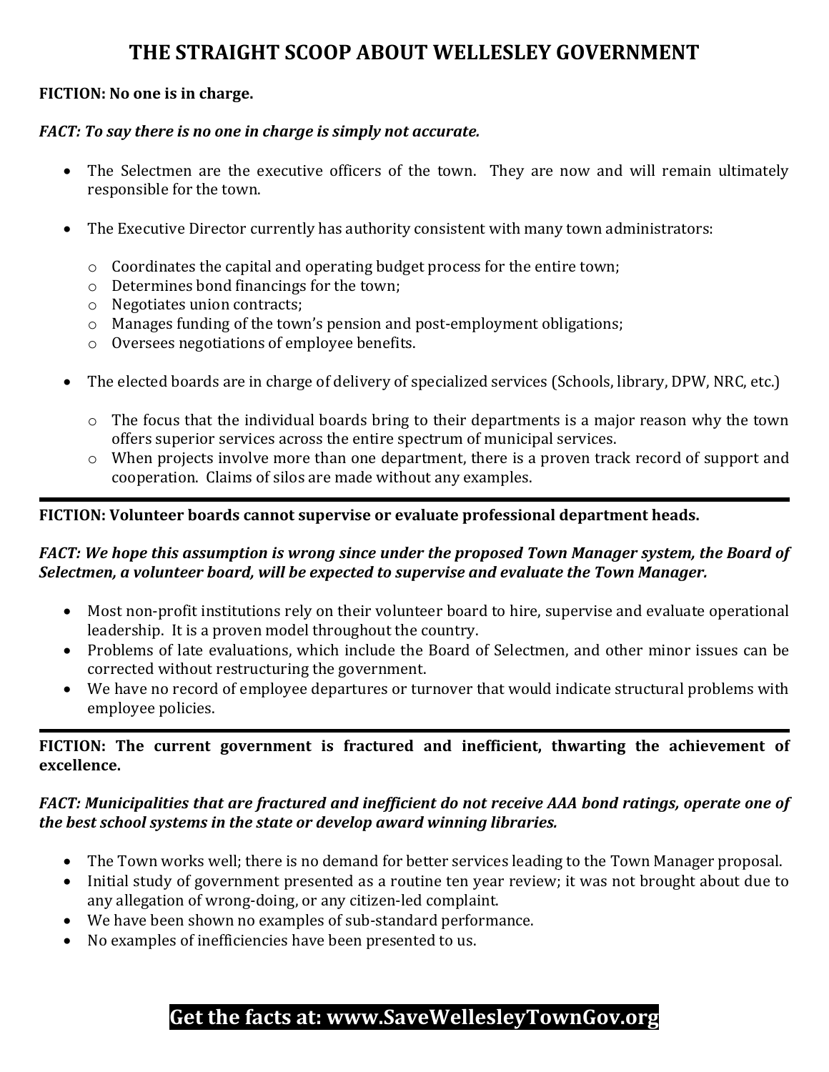# THE STRAIGHT SCOOP ABOUT WELLESLEY GOVERNMENT

**FICTION: No one is in charge.**

***FACT: To say there is no one in charge is simply not accurate.***

- The Selectmen are the executive officers of the town. They are now and will remain ultimately responsible for the town.
- The Executive Director currently has authority consistent with many town administrators:
  - Coordinates the capital and operating budget process for the entire town;
  - Determines bond financings for the town;
  - Negotiates union contracts;
  - Manages funding of the town's pension and post-employment obligations;
  - Oversees negotiations of employee benefits.
- The elected boards are in charge of delivery of specialized services (Schools, library, DPW, NRC, etc.)
  - The focus that the individual boards bring to their departments is a major reason why the town offers superior services across the entire spectrum of municipal services.
  - When projects involve more than one department, there is a proven track record of support and cooperation. Claims of silos are made without any examples.

---

**FICTION: Volunteer boards cannot supervise or evaluate professional department heads.**

***FACT: We hope this assumption is wrong since under the proposed Town Manager system, the Board of Selectmen, a volunteer board, will be expected to supervise and evaluate the Town Manager.***

- Most non-profit institutions rely on their volunteer board to hire, supervise and evaluate operational leadership. It is a proven model throughout the country.
- Problems of late evaluations, which include the Board of Selectmen, and other minor issues can be corrected without restructuring the government.
- We have no record of employee departures or turnover that would indicate structural problems with employee policies.

---

**FICTION: The current government is fractured and inefficient, thwarting the achievement of excellence.**

***FACT: Municipalities that are fractured and inefficient do not receive AAA bond ratings, operate one of the best school systems in the state or develop award winning libraries.***

- The Town works well; there is no demand for better services leading to the Town Manager proposal.
- Initial study of government presented as a routine ten year review; it was not brought about due to any allegation of wrong-doing, or any citizen-led complaint.
- We have been shown no examples of sub-standard performance.
- No examples of inefficiencies have been presented to us.

**Get the facts at: www.SaveWellesleyTownGov.org**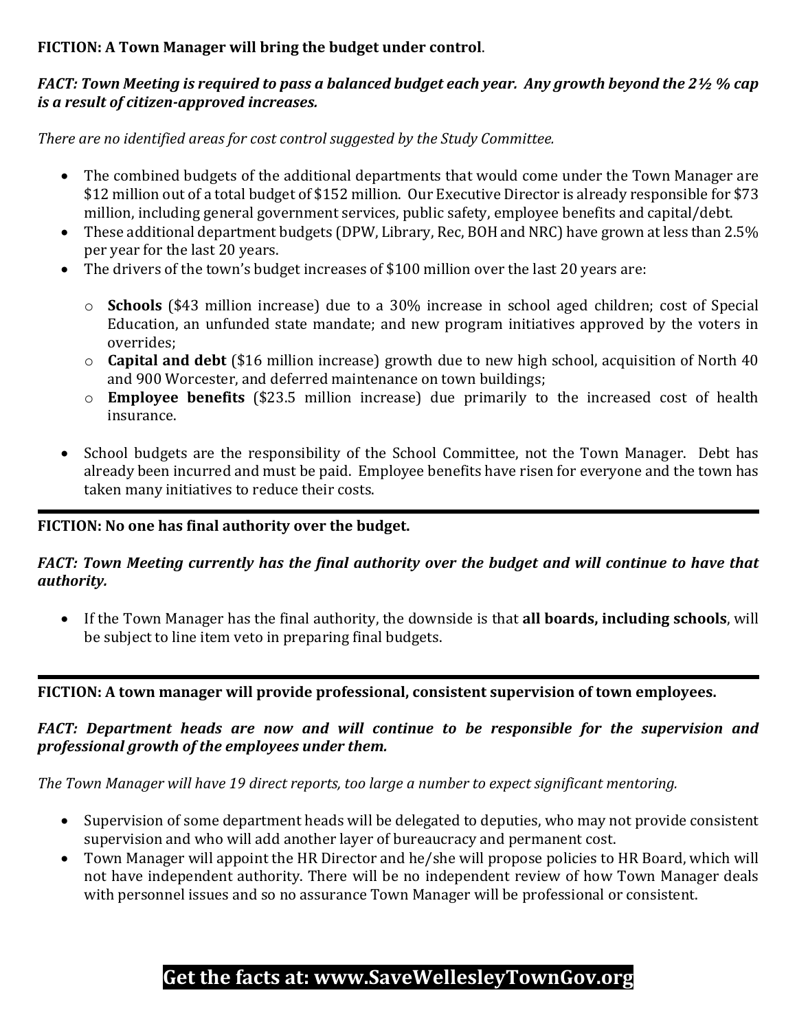**FICTION: A Town Manager will bring the budget under control**.

***FACT: Town Meeting is required to pass a balanced budget each year. Any growth beyond the 2½ % cap is a result of citizen-approved increases.***

*There are no identified areas for cost control suggested by the Study Committee.*

- The combined budgets of the additional departments that would come under the Town Manager are $12 million out of a total budget of $152 million. Our Executive Director is already responsible for $73 million, including general government services, public safety, employee benefits and capital/debt.
- These additional department budgets (DPW, Library, Rec, BOH and NRC) have grown at less than 2.5% per year for the last 20 years.
- The drivers of the town's budget increases of $100 million over the last 20 years are:
    - **Schools** ($43 million increase) due to a 30% increase in school aged children; cost of Special Education, an unfunded state mandate; and new program initiatives approved by the voters in overrides;
    - **Capital and debt** ($16 million increase) growth due to new high school, acquisition of North 40 and 900 Worcester, and deferred maintenance on town buildings;
    - **Employee benefits** ($23.5 million increase) due primarily to the increased cost of health insurance.
- School budgets are the responsibility of the School Committee, not the Town Manager. Debt has already been incurred and must be paid. Employee benefits have risen for everyone and the town has taken many initiatives to reduce their costs.

---

**FICTION: No one has final authority over the budget.**

***FACT: Town Meeting currently has the final authority over the budget and will continue to have that authority.***

- If the Town Manager has the final authority, the downside is that **all boards, including schools**, will be subject to line item veto in preparing final budgets.

---

**FICTION: A town manager will provide professional, consistent supervision of town employees.**

***FACT: Department heads are now and will continue to be responsible for the supervision and professional growth of the employees under them.***

*The Town Manager will have 19 direct reports, too large a number to expect significant mentoring.*

- Supervision of some department heads will be delegated to deputies, who may not provide consistent supervision and who will add another layer of bureaucracy and permanent cost.
- Town Manager will appoint the HR Director and he/she will propose policies to HR Board, which will not have independent authority. There will be no independent review of how Town Manager deals with personnel issues and so no assurance Town Manager will be professional or consistent.

**Get the facts at: www.SaveWellesleyTownGov.org**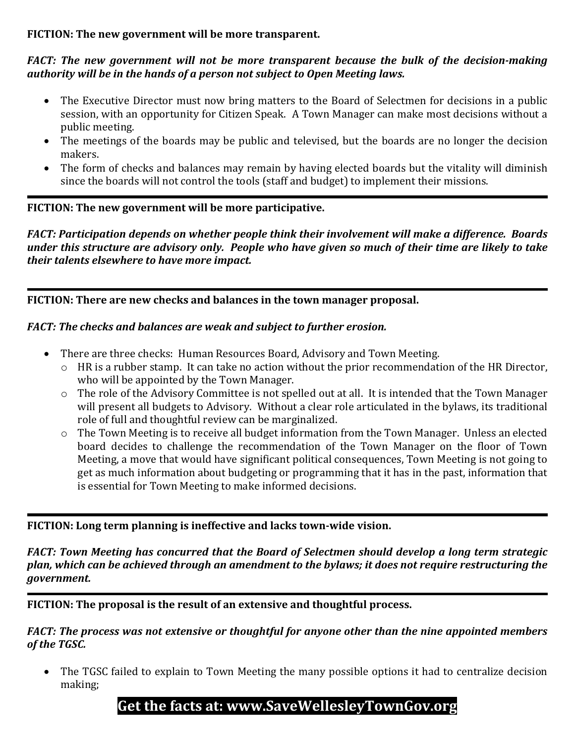**FICTION: The new government will be more transparent.**

***FACT: The new government will not be more transparent because the bulk of the decision-making authority will be in the hands of a person not subject to Open Meeting laws.***

- The Executive Director must now bring matters to the Board of Selectmen for decisions in a public session, with an opportunity for Citizen Speak. A Town Manager can make most decisions without a public meeting.
- The meetings of the boards may be public and televised, but the boards are no longer the decision makers.
- The form of checks and balances may remain by having elected boards but the vitality will diminish since the boards will not control the tools (staff and budget) to implement their missions.

---

**FICTION: The new government will be more participative.**

***FACT: Participation depends on whether people think their involvement will make a difference. Boards under this structure are advisory only. People who have given so much of their time are likely to take their talents elsewhere to have more impact.***

---

**FICTION: There are new checks and balances in the town manager proposal.**

***FACT: The checks and balances are weak and subject to further erosion.***

- There are three checks: Human Resources Board, Advisory and Town Meeting.
  - HR is a rubber stamp. It can take no action without the prior recommendation of the HR Director, who will be appointed by the Town Manager.
  - The role of the Advisory Committee is not spelled out at all. It is intended that the Town Manager will present all budgets to Advisory. Without a clear role articulated in the bylaws, its traditional role of full and thoughtful review can be marginalized.
  - The Town Meeting is to receive all budget information from the Town Manager. Unless an elected board decides to challenge the recommendation of the Town Manager on the floor of Town Meeting, a move that would have significant political consequences, Town Meeting is not going to get as much information about budgeting or programming that it has in the past, information that is essential for Town Meeting to make informed decisions.

---

**FICTION: Long term planning is ineffective and lacks town-wide vision.**

***FACT: Town Meeting has concurred that the Board of Selectmen should develop a long term strategic plan, which can be achieved through an amendment to the bylaws; it does not require restructuring the government.***

---

**FICTION: The proposal is the result of an extensive and thoughtful process.**

***FACT: The process was not extensive or thoughtful for anyone other than the nine appointed members of the TGSC.***

- The TGSC failed to explain to Town Meeting the many possible options it had to centralize decision making;

**Get the facts at: www.SaveWellesleyTownGov.org**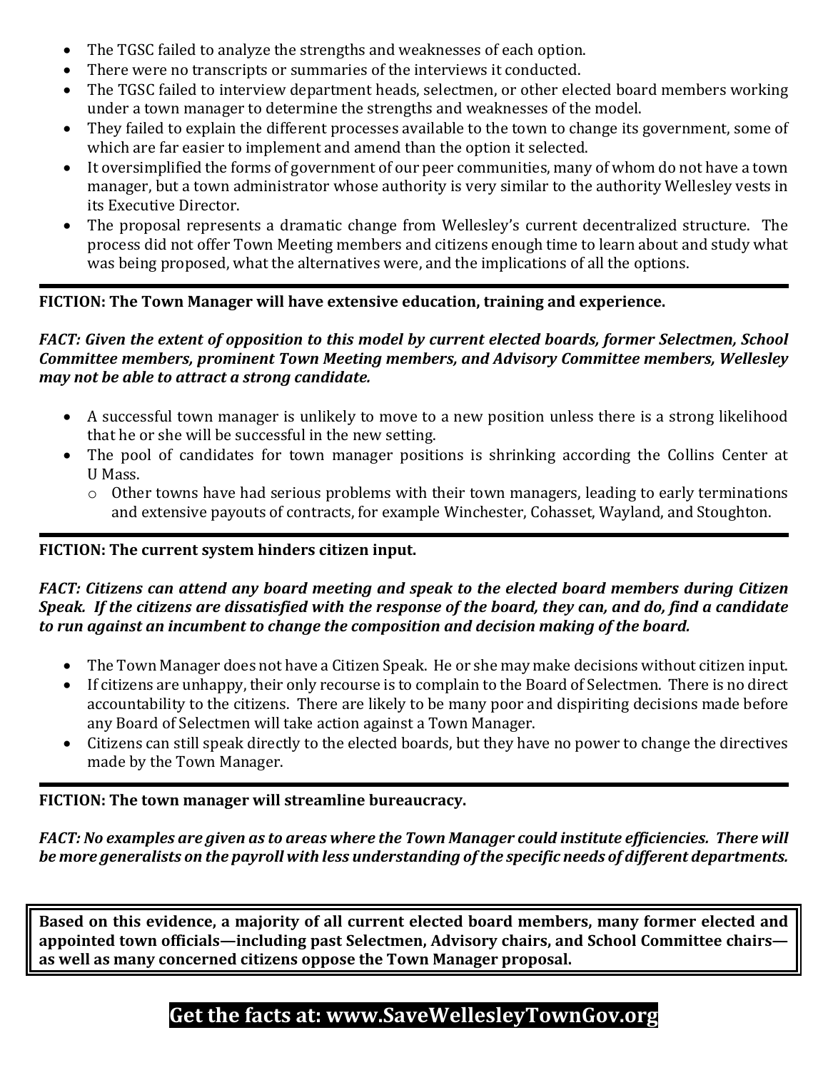- The TGSC failed to analyze the strengths and weaknesses of each option.
- There were no transcripts or summaries of the interviews it conducted.
- The TGSC failed to interview department heads, selectmen, or other elected board members working under a town manager to determine the strengths and weaknesses of the model.
- They failed to explain the different processes available to the town to change its government, some of which are far easier to implement and amend than the option it selected.
- It oversimplified the forms of government of our peer communities, many of whom do not have a town manager, but a town administrator whose authority is very similar to the authority Wellesley vests in its Executive Director.
- The proposal represents a dramatic change from Wellesley's current decentralized structure. The process did not offer Town Meeting members and citizens enough time to learn about and study what was being proposed, what the alternatives were, and the implications of all the options.

---

**FICTION: The Town Manager will have extensive education, training and experience.**

***FACT: Given the extent of opposition to this model by current elected boards, former Selectmen, School Committee members, prominent Town Meeting members, and Advisory Committee members, Wellesley may not be able to attract a strong candidate.***

- A successful town manager is unlikely to move to a new position unless there is a strong likelihood that he or she will be successful in the new setting.
- The pool of candidates for town manager positions is shrinking according the Collins Center at U Mass.
  - Other towns have had serious problems with their town managers, leading to early terminations and extensive payouts of contracts, for example Winchester, Cohasset, Wayland, and Stoughton.

---

**FICTION: The current system hinders citizen input.**

***FACT: Citizens can attend any board meeting and speak to the elected board members during Citizen Speak. If the citizens are dissatisfied with the response of the board, they can, and do, find a candidate to run against an incumbent to change the composition and decision making of the board.***

- The Town Manager does not have a Citizen Speak. He or she may make decisions without citizen input.
- If citizens are unhappy, their only recourse is to complain to the Board of Selectmen. There is no direct accountability to the citizens. There are likely to be many poor and dispiriting decisions made before any Board of Selectmen will take action against a Town Manager.
- Citizens can still speak directly to the elected boards, but they have no power to change the directives made by the Town Manager.

---

**FICTION: The town manager will streamline bureaucracy.**

***FACT: No examples are given as to areas where the Town Manager could institute efficiencies. There will be more generalists on the payroll with less understanding of the specific needs of different departments.***

**Based on this evidence, a majority of all current elected board members, many former elected and appointed town officials—including past Selectmen, Advisory chairs, and School Committee chairs—as well as many concerned citizens oppose the Town Manager proposal.**

## Get the facts at: www.SaveWellesleyTownGov.org